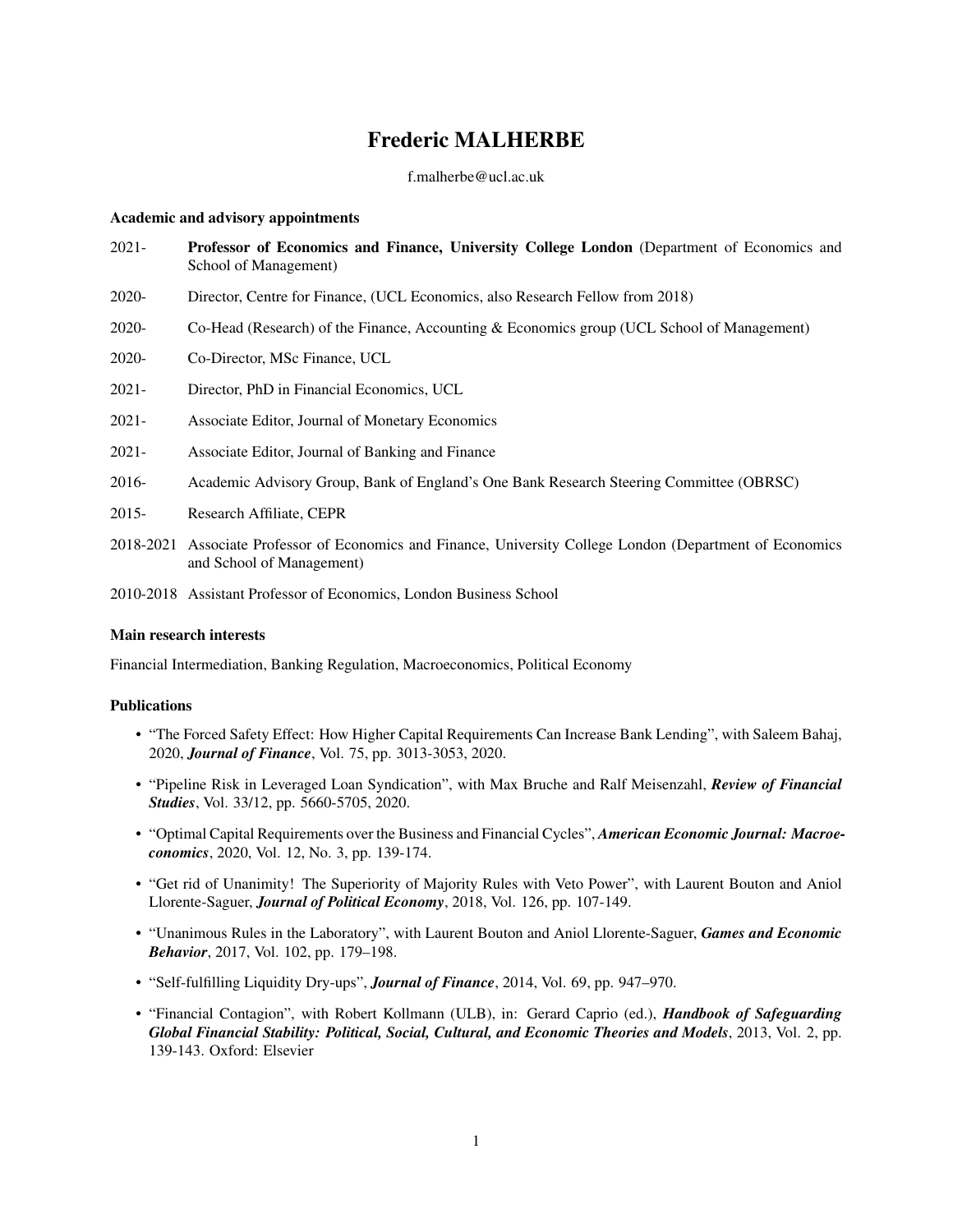# Frederic MALHERBE

f.malherbe@ucl.ac.uk

### Academic and advisory appointments

2021- **Professor of Economics and Finance, University College London** (Department of Economics and School of Management)

2020- Director, Centre for Finance, (UCL Economics, also Research Fellow from 2018)

2020- Co-Head (Research) of the Finance, Accounting & Economics group (UCL School of Management)

2020- Co-Director, MSc Finance, UCL

2021- Director, PhD in Financial Economics, UCL

2021- Associate Editor, Journal of Monetary Economics

2021- Associate Editor, Journal of Banking and Finance

2016- Academic Advisory Group, Bank of England's One Bank Research Steering Committee (OBRSC)

2015- Research Affiliate, CEPR

2018-2021 Associate Professor of Economics and Finance, University College London (Department of Economics and School of Management)

2010-2018 Assistant Professor of Economics, London Business School

### Main research interests

Financial Intermediation, Banking Regulation, Macroeconomics, Political Economy

### Publications

- "The Forced Safety Effect: How Higher Capital Requirements Can Increase Bank Lending", with Saleem Bahaj, 2020, ***Journal of Finance***, Vol. 75, pp. 3013-3053, 2020.
- "Pipeline Risk in Leveraged Loan Syndication", with Max Bruche and Ralf Meisenzahl, ***Review of Financial Studies***, Vol. 33/12, pp. 5660-5705, 2020.
- "Optimal Capital Requirements over the Business and Financial Cycles", ***American Economic Journal: Macroeconomics***, 2020, Vol. 12, No. 3, pp. 139-174.
- "Get rid of Unanimity! The Superiority of Majority Rules with Veto Power", with Laurent Bouton and Aniol Llorente-Saguer, ***Journal of Political Economy***, 2018, Vol. 126, pp. 107-149.
- "Unanimous Rules in the Laboratory", with Laurent Bouton and Aniol Llorente-Saguer, ***Games and Economic Behavior***, 2017, Vol. 102, pp. 179–198.
- "Self-fulfilling Liquidity Dry-ups", ***Journal of Finance***, 2014, Vol. 69, pp. 947–970.
- "Financial Contagion", with Robert Kollmann (ULB), in: Gerard Caprio (ed.), ***Handbook of Safeguarding Global Financial Stability: Political, Social, Cultural, and Economic Theories and Models***, 2013, Vol. 2, pp. 139-143. Oxford: Elsevier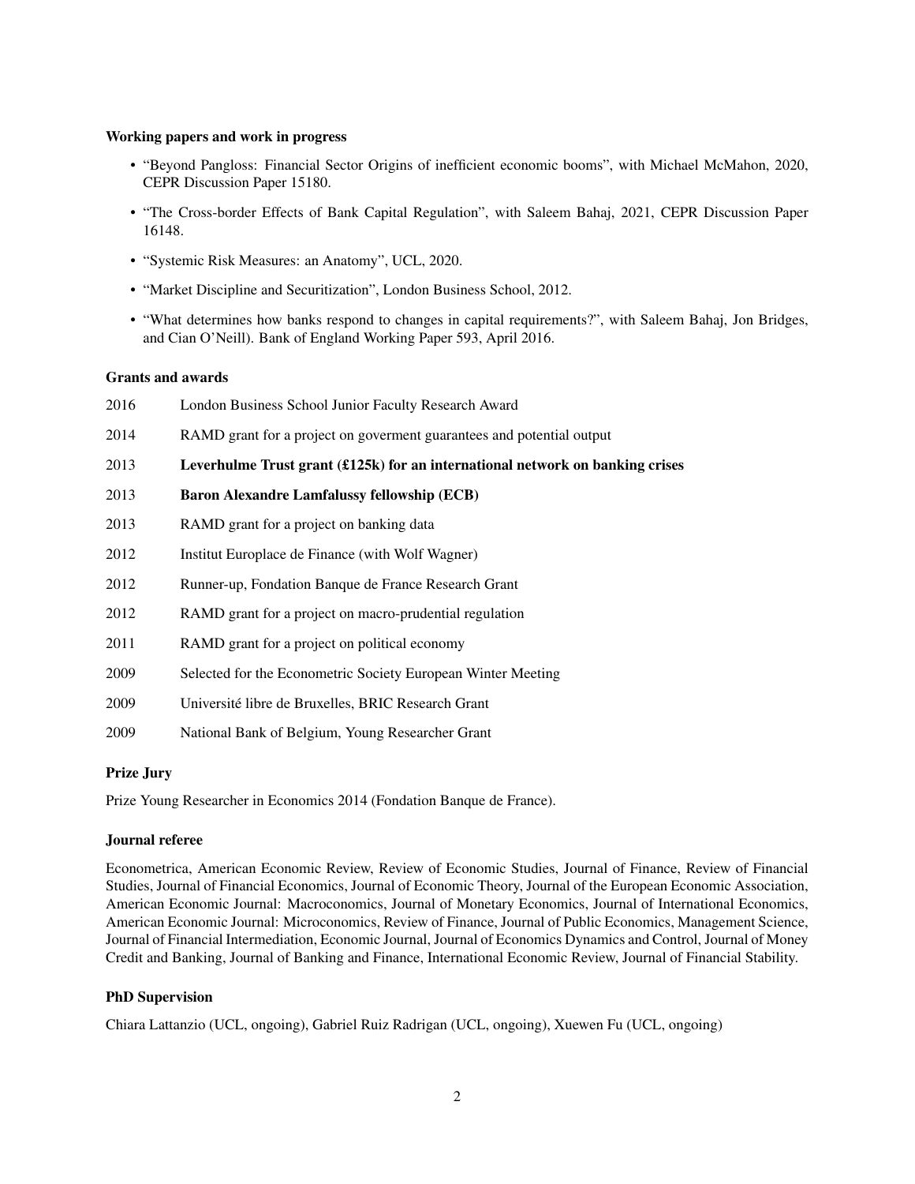**Working papers and work in progress**

- "Beyond Pangloss: Financial Sector Origins of inefficient economic booms", with Michael McMahon, 2020, CEPR Discussion Paper 15180.
- "The Cross-border Effects of Bank Capital Regulation", with Saleem Bahaj, 2021, CEPR Discussion Paper 16148.
- "Systemic Risk Measures: an Anatomy", UCL, 2020.
- "Market Discipline and Securitization", London Business School, 2012.
- "What determines how banks respond to changes in capital requirements?", with Saleem Bahaj, Jon Bridges, and Cian O'Neill). Bank of England Working Paper 593, April 2016.

**Grants and awards**

| | |
|---|---|
| 2016 | London Business School Junior Faculty Research Award |
| 2014 | RAMD grant for a project on goverment guarantees and potential output |
| 2013 | **Leverhulme Trust grant (£125k) for an international network on banking crises** |
| 2013 | **Baron Alexandre Lamfalussy fellowship (ECB)** |
| 2013 | RAMD grant for a project on banking data |
| 2012 | Institut Europlace de Finance (with Wolf Wagner) |
| 2012 | Runner-up, Fondation Banque de France Research Grant |
| 2012 | RAMD grant for a project on macro-prudential regulation |
| 2011 | RAMD grant for a project on political economy |
| 2009 | Selected for the Econometric Society European Winter Meeting |
| 2009 | Université libre de Bruxelles, BRIC Research Grant |
| 2009 | National Bank of Belgium, Young Researcher Grant |

**Prize Jury**

Prize Young Researcher in Economics 2014 (Fondation Banque de France).

**Journal referee**

Econometrica, American Economic Review, Review of Economic Studies, Journal of Finance, Review of Financial Studies, Journal of Financial Economics, Journal of Economic Theory, Journal of the European Economic Association, American Economic Journal: Macroconomics, Journal of Monetary Economics, Journal of International Economics, American Economic Journal: Microconomics, Review of Finance, Journal of Public Economics, Management Science, Journal of Financial Intermediation, Economic Journal, Journal of Economics Dynamics and Control, Journal of Money Credit and Banking, Journal of Banking and Finance, International Economic Review, Journal of Financial Stability.

**PhD Supervision**

Chiara Lattanzio (UCL, ongoing), Gabriel Ruiz Radrigan (UCL, ongoing), Xuewen Fu (UCL, ongoing)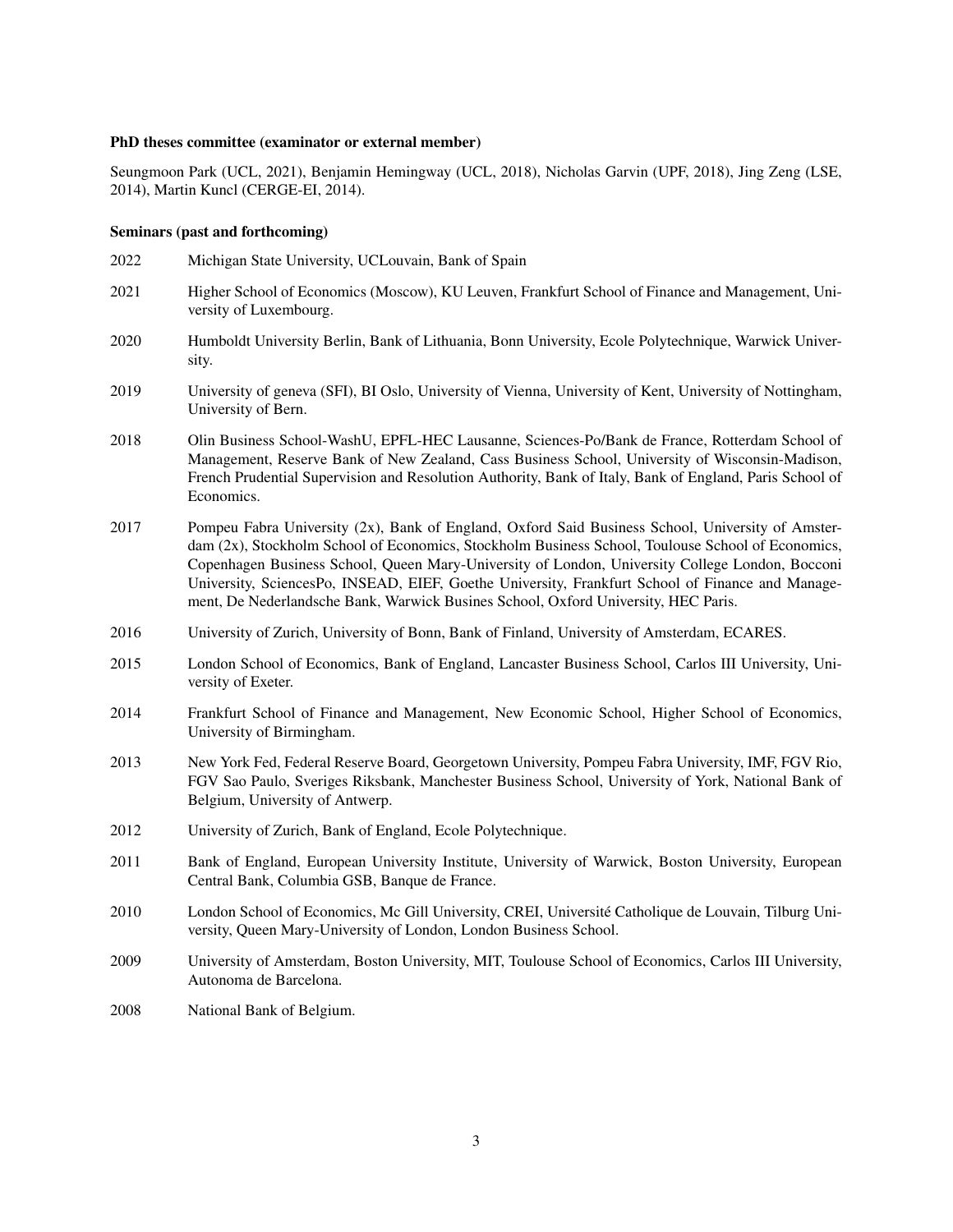**PhD theses committee (examinator or external member)**

Seungmoon Park (UCL, 2021), Benjamin Hemingway (UCL, 2018), Nicholas Garvin (UPF, 2018), Jing Zeng (LSE, 2014), Martin Kuncl (CERGE-EI, 2014).

**Seminars (past and forthcoming)**

2022 Michigan State University, UCLouvain, Bank of Spain

2021 Higher School of Economics (Moscow), KU Leuven, Frankfurt School of Finance and Management, University of Luxembourg.

2020 Humboldt University Berlin, Bank of Lithuania, Bonn University, Ecole Polytechnique, Warwick University.

2019 University of geneva (SFI), BI Oslo, University of Vienna, University of Kent, University of Nottingham, University of Bern.

2018 Olin Business School-WashU, EPFL-HEC Lausanne, Sciences-Po/Bank de France, Rotterdam School of Management, Reserve Bank of New Zealand, Cass Business School, University of Wisconsin-Madison, French Prudential Supervision and Resolution Authority, Bank of Italy, Bank of England, Paris School of Economics.

2017 Pompeu Fabra University (2x), Bank of England, Oxford Said Business School, University of Amsterdam (2x), Stockholm School of Economics, Stockholm Business School, Toulouse School of Economics, Copenhagen Business School, Queen Mary-University of London, University College London, Bocconi University, SciencesPo, INSEAD, EIEF, Goethe University, Frankfurt School of Finance and Management, De Nederlandsche Bank, Warwick Busines School, Oxford University, HEC Paris.

2016 University of Zurich, University of Bonn, Bank of Finland, University of Amsterdam, ECARES.

2015 London School of Economics, Bank of England, Lancaster Business School, Carlos III University, University of Exeter.

2014 Frankfurt School of Finance and Management, New Economic School, Higher School of Economics, University of Birmingham.

2013 New York Fed, Federal Reserve Board, Georgetown University, Pompeu Fabra University, IMF, FGV Rio, FGV Sao Paulo, Sveriges Riksbank, Manchester Business School, University of York, National Bank of Belgium, University of Antwerp.

2012 University of Zurich, Bank of England, Ecole Polytechnique.

2011 Bank of England, European University Institute, University of Warwick, Boston University, European Central Bank, Columbia GSB, Banque de France.

2010 London School of Economics, Mc Gill University, CREI, Université Catholique de Louvain, Tilburg University, Queen Mary-University of London, London Business School.

2009 University of Amsterdam, Boston University, MIT, Toulouse School of Economics, Carlos III University, Autonoma de Barcelona.

2008 National Bank of Belgium.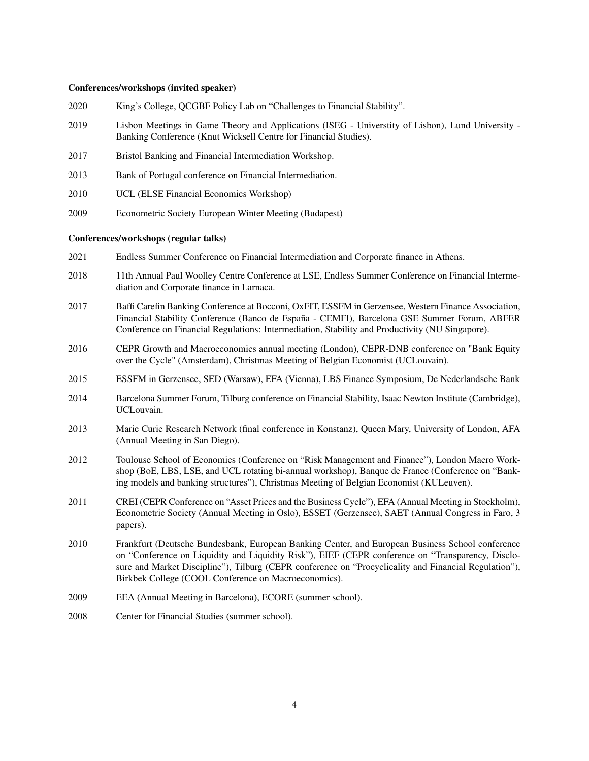**Conferences/workshops (invited speaker)**

2020 King's College, QCGBF Policy Lab on "Challenges to Financial Stability".

2019 Lisbon Meetings in Game Theory and Applications (ISEG - Universtity of Lisbon), Lund University - Banking Conference (Knut Wicksell Centre for Financial Studies).

2017 Bristol Banking and Financial Intermediation Workshop.

2013 Bank of Portugal conference on Financial Intermediation.

2010 UCL (ELSE Financial Economics Workshop)

2009 Econometric Society European Winter Meeting (Budapest)

**Conferences/workshops (regular talks)**

2021 Endless Summer Conference on Financial Intermediation and Corporate finance in Athens.

2018 11th Annual Paul Woolley Centre Conference at LSE, Endless Summer Conference on Financial Intermediation and Corporate finance in Larnaca.

2017 Baffi Carefin Banking Conference at Bocconi, OxFIT, ESSFM in Gerzensee, Western Finance Association, Financial Stability Conference (Banco de España - CEMFI), Barcelona GSE Summer Forum, ABFER Conference on Financial Regulations: Intermediation, Stability and Productivity (NU Singapore).

2016 CEPR Growth and Macroeconomics annual meeting (London), CEPR-DNB conference on "Bank Equity over the Cycle" (Amsterdam), Christmas Meeting of Belgian Economist (UCLouvain).

2015 ESSFM in Gerzensee, SED (Warsaw), EFA (Vienna), LBS Finance Symposium, De Nederlandsche Bank

2014 Barcelona Summer Forum, Tilburg conference on Financial Stability, Isaac Newton Institute (Cambridge), UCLouvain.

2013 Marie Curie Research Network (final conference in Konstanz), Queen Mary, University of London, AFA (Annual Meeting in San Diego).

2012 Toulouse School of Economics (Conference on "Risk Management and Finance"), London Macro Workshop (BoE, LBS, LSE, and UCL rotating bi-annual workshop), Banque de France (Conference on "Banking models and banking structures"), Christmas Meeting of Belgian Economist (KULeuven).

2011 CREI (CEPR Conference on "Asset Prices and the Business Cycle"), EFA (Annual Meeting in Stockholm), Econometric Society (Annual Meeting in Oslo), ESSET (Gerzensee), SAET (Annual Congress in Faro, 3 papers).

2010 Frankfurt (Deutsche Bundesbank, European Banking Center, and European Business School conference on "Conference on Liquidity and Liquidity Risk"), EIEF (CEPR conference on "Transparency, Disclosure and Market Discipline"), Tilburg (CEPR conference on "Procyclicality and Financial Regulation"), Birkbek College (COOL Conference on Macroeconomics).

2009 EEA (Annual Meeting in Barcelona), ECORE (summer school).

2008 Center for Financial Studies (summer school).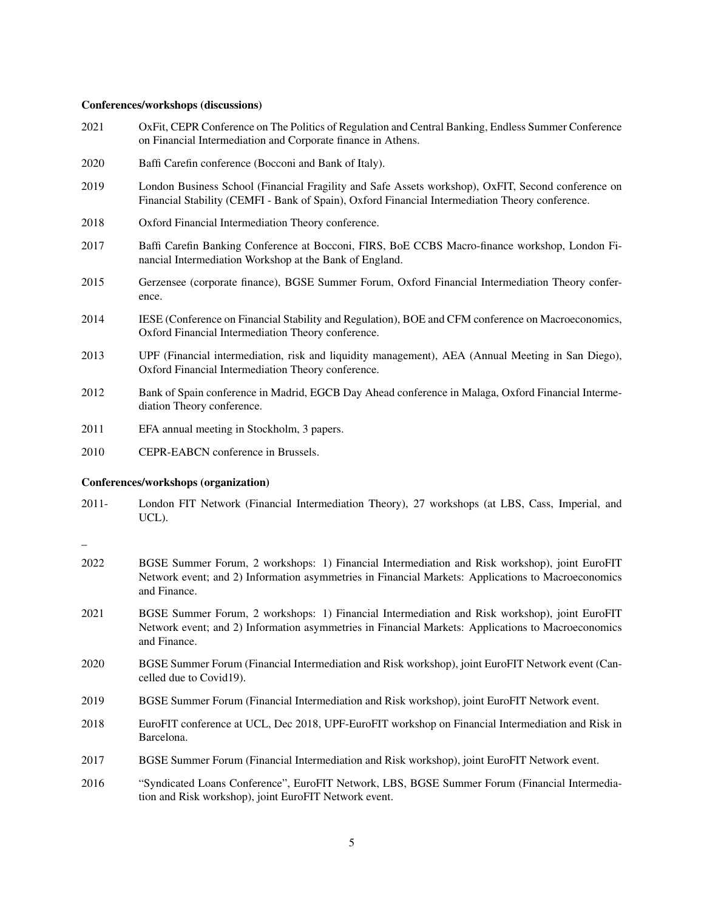#### Conferences/workshops (discussions)

2021 OxFit, CEPR Conference on The Politics of Regulation and Central Banking, Endless Summer Conference on Financial Intermediation and Corporate finance in Athens.

2020 Baffi Carefin conference (Bocconi and Bank of Italy).

2019 London Business School (Financial Fragility and Safe Assets workshop), OxFIT, Second conference on Financial Stability (CEMFI - Bank of Spain), Oxford Financial Intermediation Theory conference.

2018 Oxford Financial Intermediation Theory conference.

2017 Baffi Carefin Banking Conference at Bocconi, FIRS, BoE CCBS Macro-finance workshop, London Financial Intermediation Workshop at the Bank of England.

2015 Gerzensee (corporate finance), BGSE Summer Forum, Oxford Financial Intermediation Theory conference.

2014 IESE (Conference on Financial Stability and Regulation), BOE and CFM conference on Macroeconomics, Oxford Financial Intermediation Theory conference.

2013 UPF (Financial intermediation, risk and liquidity management), AEA (Annual Meeting in San Diego), Oxford Financial Intermediation Theory conference.

2012 Bank of Spain conference in Madrid, EGCB Day Ahead conference in Malaga, Oxford Financial Intermediation Theory conference.

2011 EFA annual meeting in Stockholm, 3 papers.

2010 CEPR-EABCN conference in Brussels.

#### Conferences/workshops (organization)

2011- London FIT Network (Financial Intermediation Theory), 27 workshops (at LBS, Cass, Imperial, and UCL).

–

2022 BGSE Summer Forum, 2 workshops: 1) Financial Intermediation and Risk workshop), joint EuroFIT Network event; and 2) Information asymmetries in Financial Markets: Applications to Macroeconomics and Finance.

2021 BGSE Summer Forum, 2 workshops: 1) Financial Intermediation and Risk workshop), joint EuroFIT Network event; and 2) Information asymmetries in Financial Markets: Applications to Macroeconomics and Finance.

2020 BGSE Summer Forum (Financial Intermediation and Risk workshop), joint EuroFIT Network event (Cancelled due to Covid19).

2019 BGSE Summer Forum (Financial Intermediation and Risk workshop), joint EuroFIT Network event.

2018 EuroFIT conference at UCL, Dec 2018, UPF-EuroFIT workshop on Financial Intermediation and Risk in Barcelona.

2017 BGSE Summer Forum (Financial Intermediation and Risk workshop), joint EuroFIT Network event.

2016 "Syndicated Loans Conference", EuroFIT Network, LBS, BGSE Summer Forum (Financial Intermediation and Risk workshop), joint EuroFIT Network event.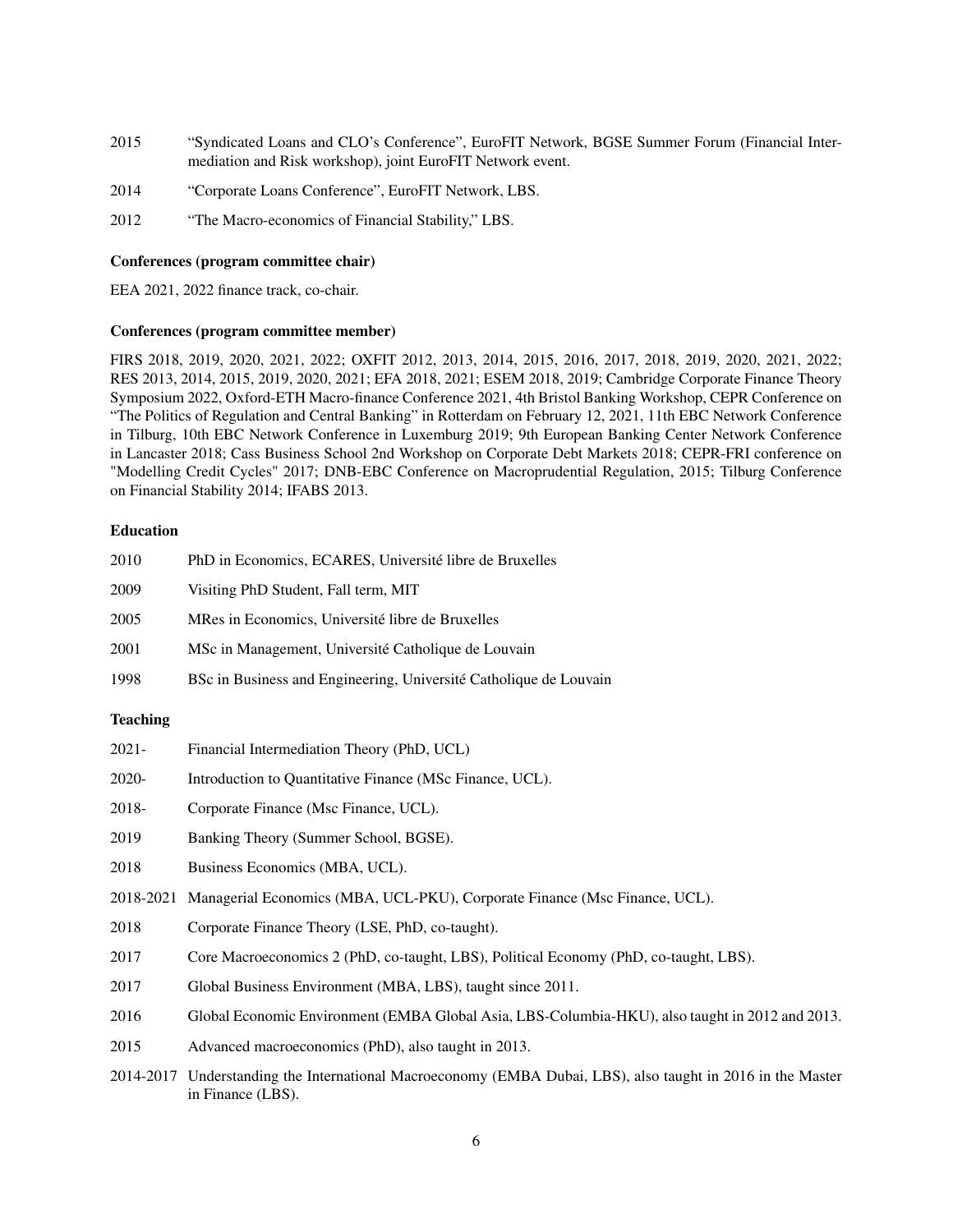2015 “Syndicated Loans and CLO’s Conference”, EuroFIT Network, BGSE Summer Forum (Financial Intermediation and Risk workshop), joint EuroFIT Network event.

2014 “Corporate Loans Conference”, EuroFIT Network, LBS.

2012 “The Macro-economics of Financial Stability,” LBS.

**Conferences (program committee chair)**

EEA 2021, 2022 finance track, co-chair.

**Conferences (program committee member)**

FIRS 2018, 2019, 2020, 2021, 2022; OXFIT 2012, 2013, 2014, 2015, 2016, 2017, 2018, 2019, 2020, 2021, 2022; RES 2013, 2014, 2015, 2019, 2020, 2021; EFA 2018, 2021; ESEM 2018, 2019; Cambridge Corporate Finance Theory Symposium 2022, Oxford-ETH Macro-finance Conference 2021, 4th Bristol Banking Workshop, CEPR Conference on “The Politics of Regulation and Central Banking” in Rotterdam on February 12, 2021, 11th EBC Network Conference in Tilburg, 10th EBC Network Conference in Luxemburg 2019; 9th European Banking Center Network Conference in Lancaster 2018; Cass Business School 2nd Workshop on Corporate Debt Markets 2018; CEPR-FRI conference on "Modelling Credit Cycles" 2017; DNB-EBC Conference on Macroprudential Regulation, 2015; Tilburg Conference on Financial Stability 2014; IFABS 2013.

**Education**

2010 PhD in Economics, ECARES, Université libre de Bruxelles

2009 Visiting PhD Student, Fall term, MIT

2005 MRes in Economics, Université libre de Bruxelles

2001 MSc in Management, Université Catholique de Louvain

1998 BSc in Business and Engineering, Université Catholique de Louvain

**Teaching**

2021- Financial Intermediation Theory (PhD, UCL)

2020- Introduction to Quantitative Finance (MSc Finance, UCL).

2018- Corporate Finance (Msc Finance, UCL).

2019 Banking Theory (Summer School, BGSE).

2018 Business Economics (MBA, UCL).

2018-2021 Managerial Economics (MBA, UCL-PKU), Corporate Finance (Msc Finance, UCL).

2018 Corporate Finance Theory (LSE, PhD, co-taught).

2017 Core Macroeconomics 2 (PhD, co-taught, LBS), Political Economy (PhD, co-taught, LBS).

2017 Global Business Environment (MBA, LBS), taught since 2011.

2016 Global Economic Environment (EMBA Global Asia, LBS-Columbia-HKU), also taught in 2012 and 2013.

2015 Advanced macroeconomics (PhD), also taught in 2013.

2014-2017 Understanding the International Macroeconomy (EMBA Dubai, LBS), also taught in 2016 in the Master in Finance (LBS).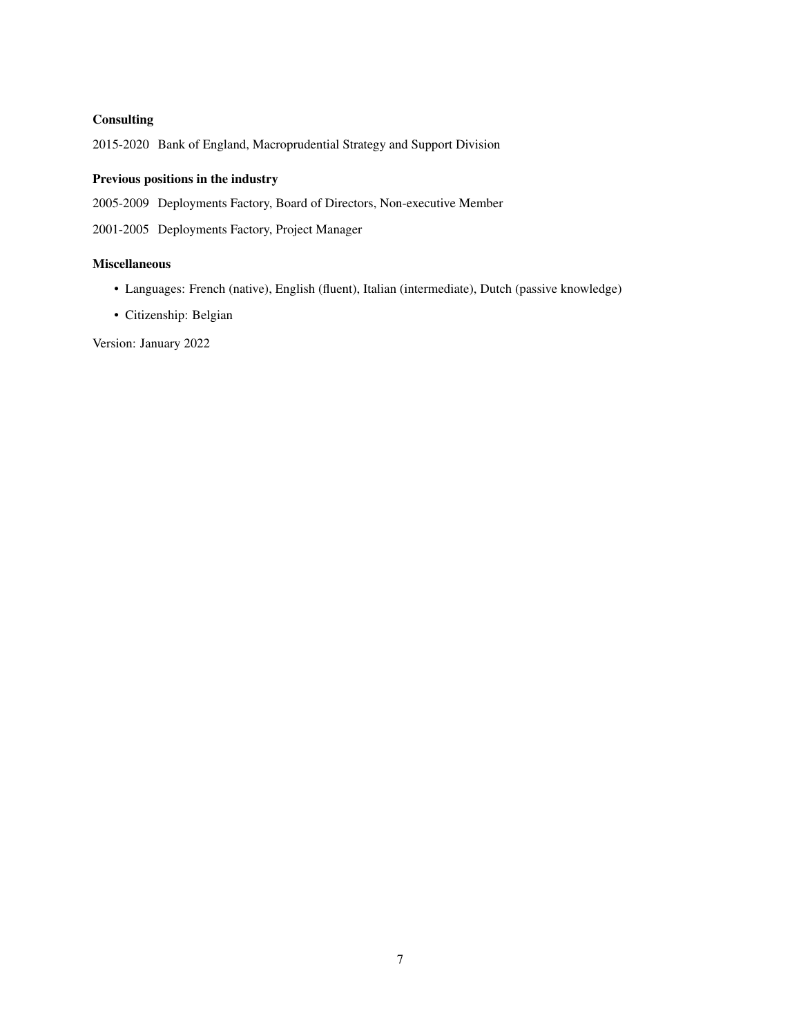**Consulting**

2015-2020 Bank of England, Macroprudential Strategy and Support Division

**Previous positions in the industry**

2005-2009 Deployments Factory, Board of Directors, Non-executive Member

2001-2005 Deployments Factory, Project Manager

**Miscellaneous**

- Languages: French (native), English (fluent), Italian (intermediate), Dutch (passive knowledge)
- Citizenship: Belgian

Version: January 2022